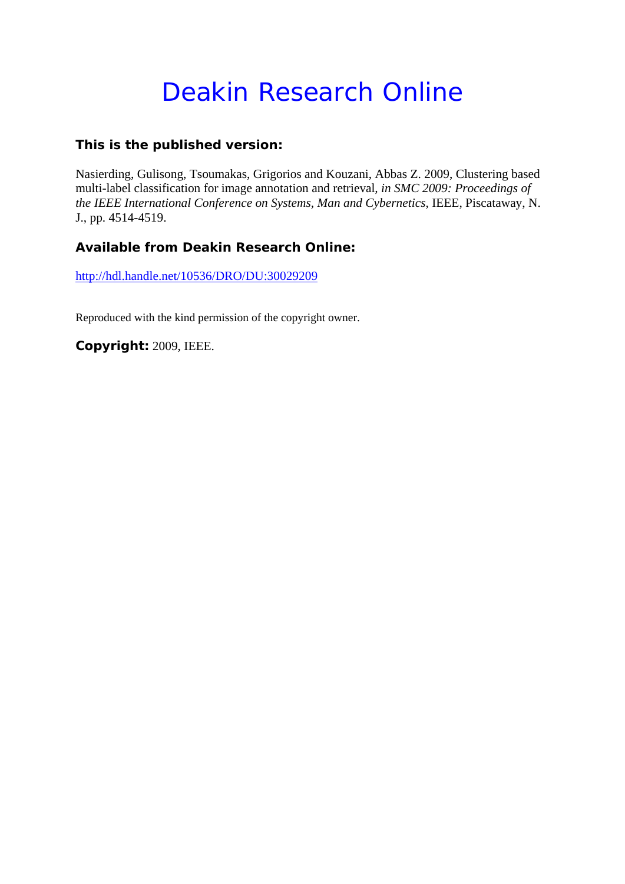# Deakin Research Online

## This is the published version:

Nasierding, Gulisong, Tsoumakas, Grigorios and Kouzani, Abbas Z. 2009, Clustering based multi-label classification for image annotation and retrieval, *in SMC 2009: Proceedings of the IEEE International Conference on Systems, Man and Cybernetics*, IEEE, Piscataway, N. J., pp. 4514-4519.

## Available from Deakin Research Online:

http://hdl.handle.net/10536/DRO/DU:30029209

Reproduced with the kind permission of the copyright owner.

**Copyright:** 2009, IEEE.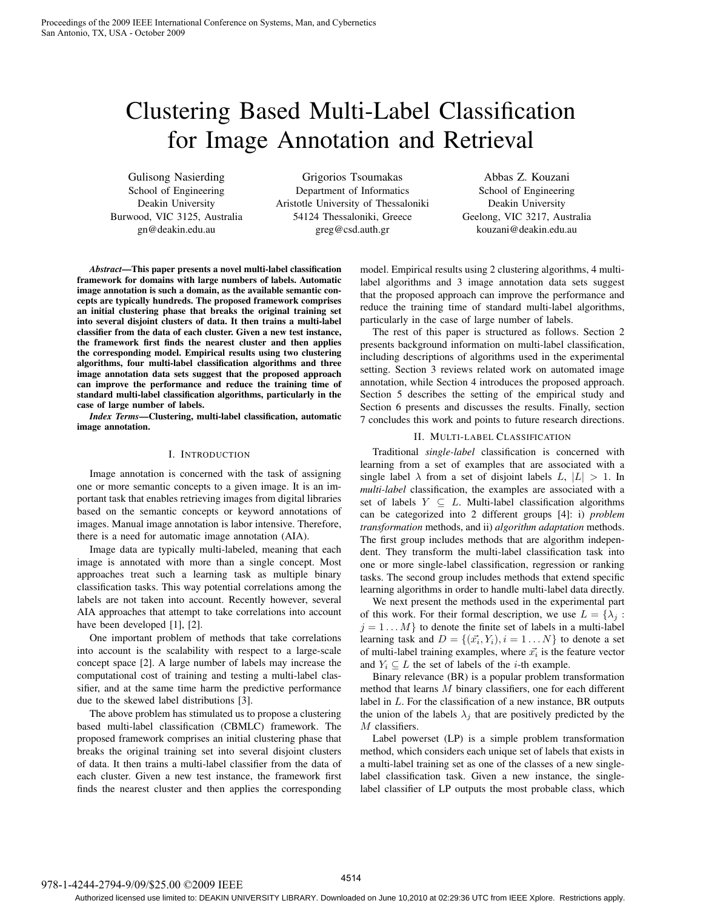# Clustering Based Multi-Label Classification for Image Annotation and Retrieval

Gulisong Nasierding
School of Engineering
Deakin University
Burwood, VIC 3125, Australia
gn@deakin.edu.au

Grigorios Tsoumakas
Department of Informatics
Aristotle University of Thessaloniki
54124 Thessaloniki, Greece
greg@csd.auth.gr

Abbas Z. Kouzani
School of Engineering
Deakin University
Geelong, VIC 3217, Australia
kouzani@deakin.edu.au

***Abstract*—This paper presents a novel multi-label classification framework for domains with large numbers of labels. Automatic image annotation is such a domain, as the available semantic concepts are typically hundreds. The proposed framework comprises an initial clustering phase that breaks the original training set into several disjoint clusters of data. It then trains a multi-label classifier from the data of each cluster. Given a new test instance, the framework first finds the nearest cluster and then applies the corresponding model. Empirical results using two clustering algorithms, four multi-label classification algorithms and three image annotation data sets suggest that the proposed approach can improve the performance and reduce the training time of standard multi-label classification algorithms, particularly in the case of large number of labels.**

***Index Terms*—Clustering, multi-label classification, automatic image annotation.**

## I. Introduction

Image annotation is concerned with the task of assigning one or more semantic concepts to a given image. It is an important task that enables retrieving images from digital libraries based on the semantic concepts or keyword annotations of images. Manual image annotation is labor intensive. Therefore, there is a need for automatic image annotation (AIA).

Image data are typically multi-labeled, meaning that each image is annotated with more than a single concept. Most approaches treat such a learning task as multiple binary classification tasks. This way potential correlations among the labels are not taken into account. Recently however, several AIA approaches that attempt to take correlations into account have been developed [1], [2].

One important problem of methods that take correlations into account is the scalability with respect to a large-scale concept space [2]. A large number of labels may increase the computational cost of training and testing a multi-label classifier, and at the same time harm the predictive performance due to the skewed label distributions [3].

The above problem has stimulated us to propose a clustering based multi-label classification (CBMLC) framework. The proposed framework comprises an initial clustering phase that breaks the original training set into several disjoint clusters of data. It then trains a multi-label classifier from the data of each cluster. Given a new test instance, the framework first finds the nearest cluster and then applies the corresponding model. Empirical results using 2 clustering algorithms, 4 multi-label algorithms and 3 image annotation data sets suggest that the proposed approach can improve the performance and reduce the training time of standard multi-label algorithms, particularly in the case of large number of labels.

The rest of this paper is structured as follows. Section 2 presents background information on multi-label classification, including descriptions of algorithms used in the experimental setting. Section 3 reviews related work on automated image annotation, while Section 4 introduces the proposed approach. Section 5 describes the setting of the empirical study and Section 6 presents and discusses the results. Finally, section 7 concludes this work and points to future research directions.

## II. Multi-label Classification

Traditional *single-label* classification is concerned with learning from a set of examples that are associated with a single label $\lambda$ from a set of disjoint labels $L$, $|L| > 1$. In *multi-label* classification, the examples are associated with a set of labels $Y \subseteq L$. Multi-label classification algorithms can be categorized into 2 different groups [4]: i) *problem transformation* methods, and ii) *algorithm adaptation* methods. The first group includes methods that are algorithm independent. They transform the multi-label classification task into one or more single-label classification, regression or ranking tasks. The second group includes methods that extend specific learning algorithms in order to handle multi-label data directly.

We next present the methods used in the experimental part of this work. For their formal description, we use $L = \{\lambda_j : j = 1 \dots M\}$ to denote the finite set of labels in a multi-label learning task and $D = \{(\vec{x_i}, Y_i), i = 1 \dots N\}$ to denote a set of multi-label training examples, where $\vec{x_i}$ is the feature vector and $Y_i \subseteq L$ the set of labels of the $i$-th example.

Binary relevance (BR) is a popular problem transformation method that learns $M$ binary classifiers, one for each different label in $L$. For the classification of a new instance, BR outputs the union of the labels $\lambda_j$ that are positively predicted by the $M$ classifiers.

Label powerset (LP) is a simple problem transformation method, which considers each unique set of labels that exists in a multi-label training set as one of the classes of a new single-label classification task. Given a new instance, the single-label classifier of LP outputs the most probable class, which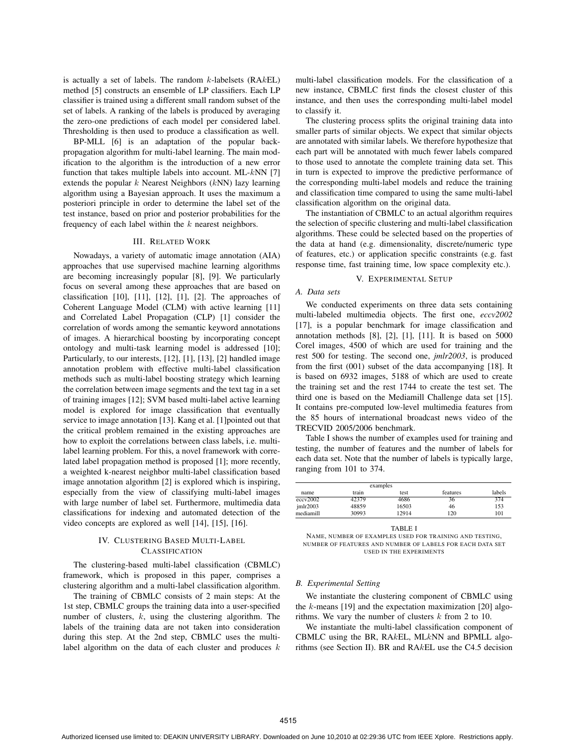is actually a set of labels. The random $k$-labelsets (RA$k$EL) method [5] constructs an ensemble of LP classifiers. Each LP classifier is trained using a different small random subset of the set of labels. A ranking of the labels is produced by averaging the zero-one predictions of each model per considered label. Thresholding is then used to produce a classification as well.

BP-MLL [6] is an adaptation of the popular back-propagation algorithm for multi-label learning. The main modification to the algorithm is the introduction of a new error function that takes multiple labels into account. ML-$k$NN [7] extends the popular $k$ Nearest Neighbors ($k$NN) lazy learning algorithm using a Bayesian approach. It uses the maximum a posteriori principle in order to determine the label set of the test instance, based on prior and posterior probabilities for the frequency of each label within the $k$ nearest neighbors.

## III. Related Work

Nowadays, a variety of automatic image annotation (AIA) approaches that use supervised machine learning algorithms are becoming increasingly popular [8], [9]. We particularly focus on several among these approaches that are based on classification [10], [11], [12], [1], [2]. The approaches of Coherent Language Model (CLM) with active learning [11] and Correlated Label Propagation (CLP) [1] consider the correlation of words among the semantic keyword annotations of images. A hierarchical boosting by incorporating concept ontology and multi-task learning model is addressed [10]; Particularly, to our interests, [12], [1], [13], [2] handled image annotation problem with effective multi-label classification methods such as multi-label boosting strategy which learning the correlation between image segments and the text tag in a set of training images [12]; SVM based multi-label active learning model is explored for image classification that eventually service to image annotation [13]. Kang et al. [1]pointed out that the critical problem remained in the existing approaches are how to exploit the correlations between class labels, i.e. multi-label learning problem. For this, a novel framework with correlated label propagation method is proposed [1]; more recently, a weighted k-nearest neighbor multi-label classification based image annotation algorithm [2] is explored which is inspiring, especially from the view of classifying multi-label images with large number of label set. Furthermore, multimedia data classifications for indexing and automated detection of the video concepts are explored as well [14], [15], [16].

## IV. Clustering Based Multi-Label Classification

The clustering-based multi-label classification (CBMLC) framework, which is proposed in this paper, comprises a clustering algorithm and a multi-label classification algorithm.

The training of CBMLC consists of 2 main steps: At the 1st step, CBMLC groups the training data into a user-specified number of clusters, $k$, using the clustering algorithm. The labels of the training data are not taken into consideration during this step. At the 2nd step, CBMLC uses the multi-label algorithm on the data of each cluster and produces $k$ multi-label classification models. For the classification of a new instance, CBMLC first finds the closest cluster of this instance, and then uses the corresponding multi-label model to classify it.

The clustering process splits the original training data into smaller parts of similar objects. We expect that similar objects are annotated with similar labels. We therefore hypothesize that each part will be annotated with much fewer labels compared to those used to annotate the complete training data set. This in turn is expected to improve the predictive performance of the corresponding multi-label models and reduce the training and classification time compared to using the same multi-label classification algorithm on the original data.

The instantiation of CBMLC to an actual algorithm requires the selection of specific clustering and multi-label classification algorithms. These could be selected based on the properties of the data at hand (e.g. dimensionality, discrete/numeric type of features, etc.) or application specific constraints (e.g. fast response time, fast training time, low space complexity etc.).

## V. Experimental Setup

### A. Data sets

We conducted experiments on three data sets containing multi-labeled multimedia objects. The first one, *eccv2002* [17], is a popular benchmark for image classification and annotation methods [8], [2], [1], [11]. It is based on 5000 Corel images, 4500 of which are used for training and the rest 500 for testing. The second one, *jmlr2003*, is produced from the first (001) subset of the data accompanying [18]. It is based on 6932 images, 5188 of which are used to create the training set and the rest 1744 to create the test set. The third one is based on the Mediamill Challenge data set [15]. It contains pre-computed low-level multimedia features from the 85 hours of international broadcast news video of the TRECVID 2005/2006 benchmark.

Table I shows the number of examples used for training and testing, the number of features and the number of labels for each data set. Note that the number of labels is typically large, ranging from 101 to 374.

| | examples | | | |
|---|---|---|---|---|
| name | train | test | features | labels |
| eccv2002 | 42379 | 4686 | 36 | 374 |
| jmlr2003 | 48859 | 16503 | 46 | 153 |
| mediamill | 30993 | 12914 | 120 | 101 |

TABLE I
NAME, NUMBER OF EXAMPLES USED FOR TRAINING AND TESTING, NUMBER OF FEATURES AND NUMBER OF LABELS FOR EACH DATA SET USED IN THE EXPERIMENTS

### B. Experimental Setting

We instantiate the clustering component of CBMLC using the $k$-means [19] and the expectation maximization [20] algorithms. We vary the number of clusters $k$ from 2 to 10.

We instantiate the multi-label classification component of CBMLC using the BR, RA$k$EL, ML$k$NN and BPMLL algorithms (see Section II). BR and RA$k$EL use the C4.5 decision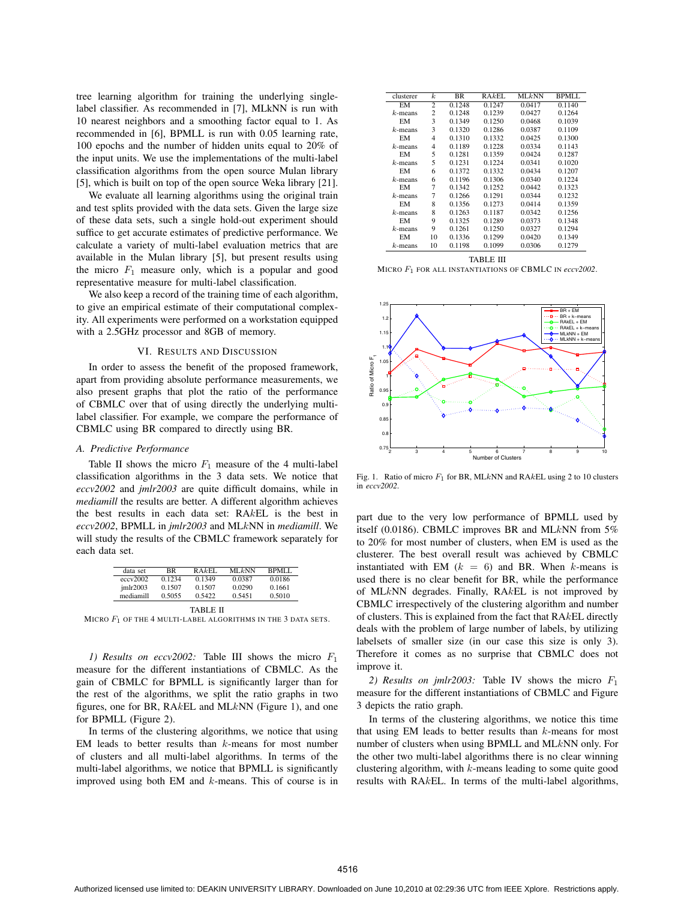tree learning algorithm for training the underlying single-label classifier. As recommended in [7], MLkNN is run with 10 nearest neighbors and a smoothing factor equal to 1. As recommended in [6], BPMLL is run with 0.05 learning rate, 100 epochs and the number of hidden units equal to 20% of the input units. We use the implementations of the multi-label classification algorithms from the open source Mulan library [5], which is built on top of the open source Weka library [21].

We evaluate all learning algorithms using the original train and test splits provided with the data sets. Given the large size of these data sets, such a single hold-out experiment should suffice to get accurate estimates of predictive performance. We calculate a variety of multi-label evaluation metrics that are available in the Mulan library [5], but present results using the micro $F_1$ measure only, which is a popular and good representative measure for multi-label classification.

We also keep a record of the training time of each algorithm, to give an empirical estimate of their computational complexity. All experiments were performed on a workstation equipped with a 2.5GHz processor and 8GB of memory.

## VI. Results and Discussion

In order to assess the benefit of the proposed framework, apart from providing absolute performance measurements, we also present graphs that plot the ratio of the performance of CBMLC over that of using directly the underlying multi-label classifier. For example, we compare the performance of CBMLC using BR compared to directly using BR.

### A. Predictive Performance

Table II shows the micro $F_1$ measure of the 4 multi-label classification algorithms in the 3 data sets. We notice that *eccv2002* and *jmlr2003* are quite difficult domains, while in *mediamill* the results are better. A different algorithm achieves the best results in each data set: RA$k$EL is the best in *eccv2002*, BPMLL in *jmlr2003* and ML$k$NN in *mediamill*. We will study the results of the CBMLC framework separately for each data set.

| data set | BR | RA$k$EL | ML$k$NN | BPMLL |
|---|---|---|---|---|
| eccv2002 | 0.1234 | 0.1349 | 0.0387 | 0.0186 |
| jmlr2003 | 0.1507 | 0.1507 | 0.0290 | 0.1661 |
| mediamill | 0.5055 | 0.5422 | 0.5451 | 0.5010 |

TABLE II
MICRO $F_1$ OF THE 4 MULTI-LABEL ALGORITHMS IN THE 3 DATA SETS.

*1) Results on eccv2002:* Table III shows the micro $F_1$ measure for the different instantiations of CBMLC. As the gain of CBMLC for BPMLL is significantly larger than for the rest of the algorithms, we split the ratio graphs in two figures, one for BR, RA$k$EL and ML$k$NN (Figure 1), and one for BPMLL (Figure 2).

In terms of the clustering algorithms, we notice that using EM leads to better results than $k$-means for most number of clusters and all multi-label algorithms. In terms of the multi-label algorithms, we notice that BPMLL is significantly improved using both EM and $k$-means. This of course is in part due to the very low performance of BPMLL used by itself (0.0186). CBMLC improves BR and ML$k$NN from 5% to 20% for most number of clusters, when EM is used as the clusterer. The best overall result was achieved by CBMLC instantiated with EM ($k = 6$) and BR. When $k$-means is used there is no clear benefit for BR, while the performance of ML$k$NN degrades. Finally, RA$k$EL is not improved by CBMLC irrespectively of the clustering algorithm and number of clusters. This is explained from the fact that RA$k$EL directly deals with the problem of large number of labels, by utilizing labelsets of smaller size (in our case this size is only 3). Therefore it comes as no surprise that CBMLC does not improve it.

| clusterer | $k$ | BR | RA$k$EL | ML$k$NN | BPMLL |
|---|---|---|---|---|---|
| EM | 2 | 0.1248 | 0.1247 | 0.0417 | 0.1140 |
| $k$-means | 2 | 0.1248 | 0.1239 | 0.0427 | 0.1264 |
| EM | 3 | 0.1349 | 0.1250 | 0.0468 | 0.1039 |
| $k$-means | 3 | 0.1320 | 0.1286 | 0.0387 | 0.1109 |
| EM | 4 | 0.1310 | 0.1332 | 0.0425 | 0.1300 |
| $k$-means | 4 | 0.1189 | 0.1228 | 0.0334 | 0.1143 |
| EM | 5 | 0.1281 | 0.1359 | 0.0424 | 0.1287 |
| $k$-means | 5 | 0.1231 | 0.1224 | 0.0341 | 0.1020 |
| EM | 6 | 0.1372 | 0.1332 | 0.0434 | 0.1207 |
| $k$-means | 6 | 0.1196 | 0.1306 | 0.0340 | 0.1224 |
| EM | 7 | 0.1342 | 0.1252 | 0.0442 | 0.1323 |
| $k$-means | 7 | 0.1266 | 0.1291 | 0.0344 | 0.1232 |
| EM | 8 | 0.1356 | 0.1273 | 0.0414 | 0.1359 |
| $k$-means | 8 | 0.1263 | 0.1187 | 0.0342 | 0.1256 |
| EM | 9 | 0.1325 | 0.1289 | 0.0373 | 0.1348 |
| $k$-means | 9 | 0.1261 | 0.1250 | 0.0327 | 0.1294 |
| EM | 10 | 0.1336 | 0.1299 | 0.0420 | 0.1349 |
| $k$-means | 10 | 0.1198 | 0.1099 | 0.0306 | 0.1279 |

TABLE III
MICRO $F_1$ FOR ALL INSTANTIATIONS OF CBMLC IN *eccv2002*.

Fig. 1. Ratio of micro $F_1$ for BR, ML$k$NN and RA$k$EL using 2 to 10 clusters in *eccv2002*.

*2) Results on jmlr2003:* Table IV shows the micro $F_1$ measure for the different instantiations of CBMLC and Figure 3 depicts the ratio graph.

In terms of the clustering algorithms, we notice this time that using EM leads to better results than $k$-means for most number of clusters when using BPMLL and ML$k$NN only. For the other two multi-label algorithms there is no clear winning clustering algorithm, with $k$-means leading to some quite good results with RA$k$EL. In terms of the multi-label algorithms,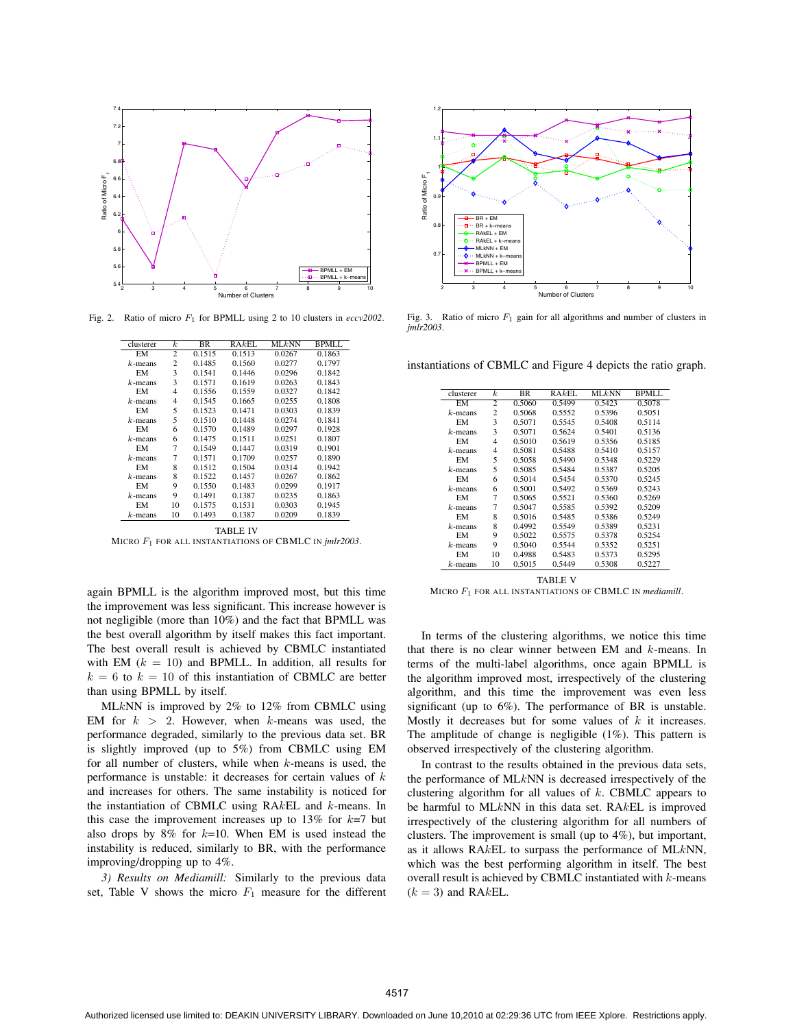Fig. 2. Ratio of micro $F_1$ for BPMLL using 2 to 10 clusters in *eccv2002*.

Fig. 3. Ratio of micro $F_1$ gain for all algorithms and number of clusters in *jmlr2003*.

| clusterer | $k$ | BR | RA$k$EL | ML$k$NN | BPMLL |
|---|---|---|---|---|---|
| EM | 2 | 0.1515 | 0.1513 | 0.0267 | 0.1863 |
| $k$-means | 2 | 0.1485 | 0.1560 | 0.0277 | 0.1797 |
| EM | 3 | 0.1541 | 0.1446 | 0.0296 | 0.1842 |
| $k$-means | 3 | 0.1571 | 0.1619 | 0.0263 | 0.1843 |
| EM | 4 | 0.1556 | 0.1559 | 0.0327 | 0.1842 |
| $k$-means | 4 | 0.1545 | 0.1665 | 0.0255 | 0.1808 |
| EM | 5 | 0.1523 | 0.1471 | 0.0303 | 0.1839 |
| $k$-means | 5 | 0.1510 | 0.1448 | 0.0274 | 0.1841 |
| EM | 6 | 0.1570 | 0.1489 | 0.0297 | 0.1928 |
| $k$-means | 6 | 0.1475 | 0.1511 | 0.0251 | 0.1807 |
| EM | 7 | 0.1549 | 0.1447 | 0.0319 | 0.1901 |
| $k$-means | 7 | 0.1571 | 0.1709 | 0.0257 | 0.1890 |
| EM | 8 | 0.1512 | 0.1504 | 0.0314 | 0.1942 |
| $k$-means | 8 | 0.1522 | 0.1457 | 0.0267 | 0.1862 |
| EM | 9 | 0.1550 | 0.1483 | 0.0299 | 0.1917 |
| $k$-means | 9 | 0.1491 | 0.1387 | 0.0235 | 0.1863 |
| EM | 10 | 0.1575 | 0.1531 | 0.0303 | 0.1945 |
| $k$-means | 10 | 0.1493 | 0.1387 | 0.0209 | 0.1839 |

TABLE IV
MICRO $F_1$ FOR ALL INSTANTIATIONS OF CBMLC IN *jmlr2003*.

again BPMLL is the algorithm improved most, but this time the improvement was less significant. This increase however is not negligible (more than 10%) and the fact that BPMLL was the best overall algorithm by itself makes this fact important. The best overall result is achieved by CBMLC instantiated with EM ($k = 10$) and BPMLL. In addition, all results for $k = 6$ to $k = 10$ of this instantiation of CBMLC are better than using BPMLL by itself.

ML$k$NN is improved by 2% to 12% from CBMLC using EM for $k > 2$. However, when $k$-means was used, the performance degraded, similarly to the previous data set. BR is slightly improved (up to 5%) from CBMLC using EM for all number of clusters, while when $k$-means is used, the performance is unstable: it decreases for certain values of $k$ and increases for others. The same instability is noticed for the instantiation of CBMLC using RA$k$EL and $k$-means. In this case the improvement increases up to 13% for $k$=7 but also drops by 8% for $k$=10. When EM is used instead the instability is reduced, similarly to BR, with the performance improving/dropping up to 4%.

*3) Results on Mediamill:* Similarly to the previous data set, Table V shows the micro $F_1$ measure for the different instantiations of CBMLC and Figure 4 depicts the ratio graph.

| clusterer | $k$ | BR | RA$k$EL | ML$k$NN | BPMLL |
|---|---|---|---|---|---|
| EM | 2 | 0.5060 | 0.5499 | 0.5423 | 0.5078 |
| $k$-means | 2 | 0.5068 | 0.5552 | 0.5396 | 0.5051 |
| EM | 3 | 0.5071 | 0.5545 | 0.5408 | 0.5114 |
| $k$-means | 3 | 0.5071 | 0.5624 | 0.5401 | 0.5136 |
| EM | 4 | 0.5010 | 0.5619 | 0.5356 | 0.5185 |
| $k$-means | 4 | 0.5081 | 0.5488 | 0.5410 | 0.5157 |
| EM | 5 | 0.5058 | 0.5490 | 0.5348 | 0.5229 |
| $k$-means | 5 | 0.5085 | 0.5484 | 0.5387 | 0.5205 |
| EM | 6 | 0.5014 | 0.5454 | 0.5370 | 0.5245 |
| $k$-means | 6 | 0.5001 | 0.5492 | 0.5369 | 0.5243 |
| EM | 7 | 0.5065 | 0.5521 | 0.5360 | 0.5269 |
| $k$-means | 7 | 0.5047 | 0.5585 | 0.5392 | 0.5209 |
| EM | 8 | 0.5016 | 0.5485 | 0.5386 | 0.5249 |
| $k$-means | 8 | 0.4992 | 0.5549 | 0.5389 | 0.5231 |
| EM | 9 | 0.5022 | 0.5575 | 0.5378 | 0.5254 |
| $k$-means | 9 | 0.5040 | 0.5544 | 0.5352 | 0.5251 |
| EM | 10 | 0.4988 | 0.5483 | 0.5373 | 0.5295 |
| $k$-means | 10 | 0.5015 | 0.5449 | 0.5308 | 0.5227 |

TABLE V
MICRO $F_1$ FOR ALL INSTANTIATIONS OF CBMLC IN *mediamill*.

In terms of the clustering algorithms, we notice this time that there is no clear winner between EM and $k$-means. In terms of the multi-label algorithms, once again BPMLL is the algorithm improved most, irrespectively of the clustering algorithm, and this time the improvement was even less significant (up to 6%). The performance of BR is unstable. Mostly it decreases but for some values of $k$ it increases. The amplitude of change is negligible (1%). This pattern is observed irrespectively of the clustering algorithm.

In contrast to the results obtained in the previous data sets, the performance of ML$k$NN is decreased irrespectively of the clustering algorithm for all values of $k$. CBMLC appears to be harmful to ML$k$NN in this data set. RA$k$EL is improved irrespectively of the clustering algorithm for all numbers of clusters. The improvement is small (up to 4%), but important, as it allows RA$k$EL to surpass the performance of ML$k$NN, which was the best performing algorithm in itself. The best overall result is achieved by CBMLC instantiated with $k$-means ($k = 3$) and RA$k$EL.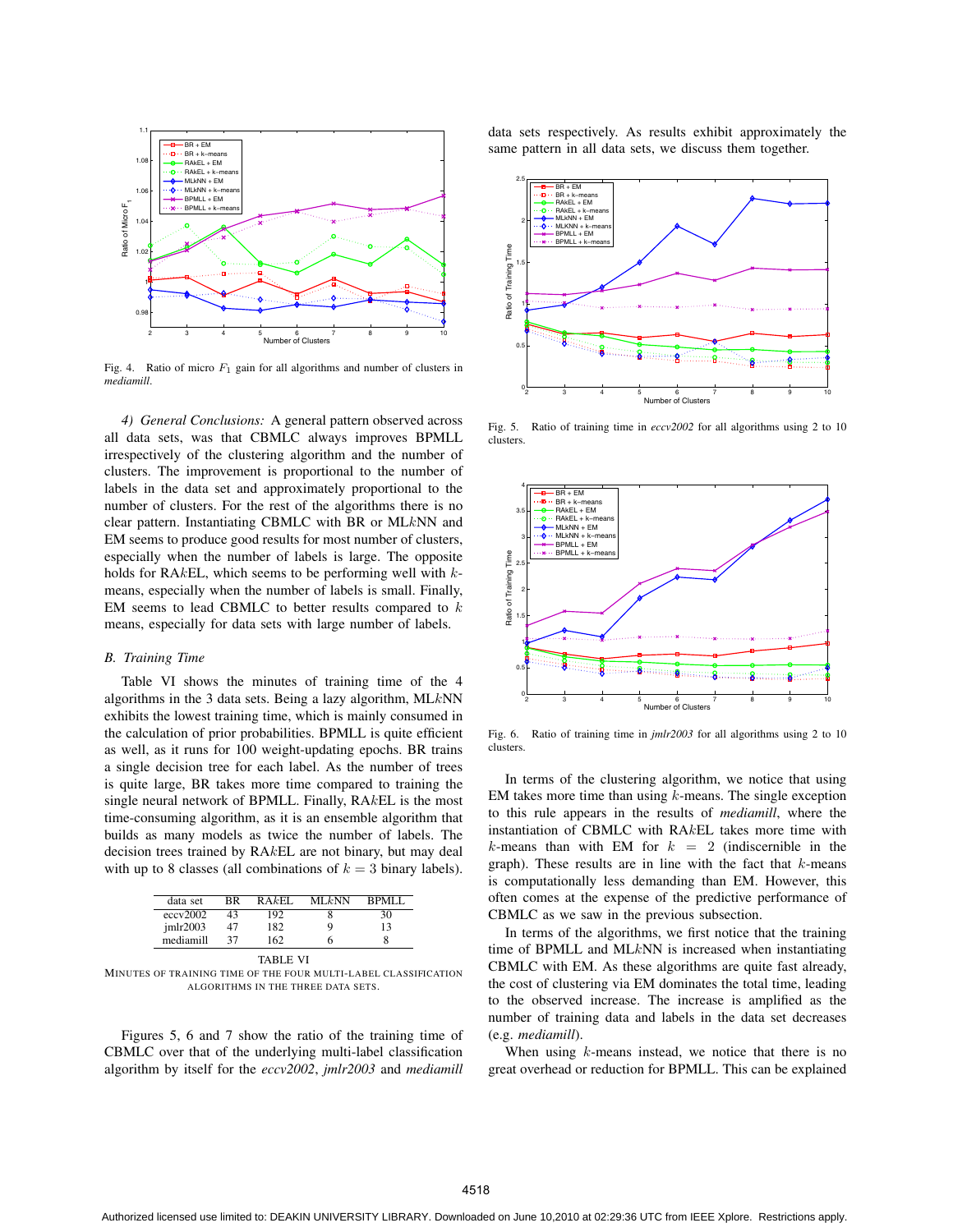Fig. 4. Ratio of micro $F_1$ gain for all algorithms and number of clusters in *mediamill*.

*4) General Conclusions:* A general pattern observed across all data sets, was that CBMLC always improves BPMLL irrespectively of the clustering algorithm and the number of clusters. The improvement is proportional to the number of labels in the data set and approximately proportional to the number of clusters. For the rest of the algorithms there is no clear pattern. Instantiating CBMLC with BR or ML$k$NN and EM seems to produce good results for most number of clusters, especially when the number of labels is large. The opposite holds for RA$k$EL, which seems to be performing well with $k$-means, especially when the number of labels is small. Finally, EM seems to lead CBMLC to better results compared to $k$ means, especially for data sets with large number of labels.

## B. Training Time

Table VI shows the minutes of training time of the 4 algorithms in the 3 data sets. Being a lazy algorithm, ML$k$NN exhibits the lowest training time, which is mainly consumed in the calculation of prior probabilities. BPMLL is quite efficient as well, as it runs for 100 weight-updating epochs. BR trains a single decision tree for each label. As the number of trees is quite large, BR takes more time compared to training the single neural network of BPMLL. Finally, RA$k$EL is the most time-consuming algorithm, as it is an ensemble algorithm that builds as many models as twice the number of labels. The decision trees trained by RA$k$EL are not binary, but may deal with up to 8 classes (all combinations of $k = 3$ binary labels).

| data set | BR | RA$k$EL | ML$k$NN | BPMLL |
|---|---|---|---|---|
| eccv2002 | 43 | 192 | 8 | 30 |
| jmlr2003 | 47 | 182 | 9 | 13 |
| mediamill | 37 | 162 | 6 | 8 |

TABLE VI
MINUTES OF TRAINING TIME OF THE FOUR MULTI-LABEL CLASSIFICATION ALGORITHMS IN THE THREE DATA SETS.

Figures 5, 6 and 7 show the ratio of the training time of CBMLC over that of the underlying multi-label classification algorithm by itself for the *eccv2002*, *jmlr2003* and *mediamill* data sets respectively. As results exhibit approximately the same pattern in all data sets, we discuss them together.

Fig. 5. Ratio of training time in *eccv2002* for all algorithms using 2 to 10 clusters.

Fig. 6. Ratio of training time in *jmlr2003* for all algorithms using 2 to 10 clusters.

In terms of the clustering algorithm, we notice that using EM takes more time than using $k$-means. The single exception to this rule appears in the results of *mediamill*, where the instantiation of CBMLC with RA$k$EL takes more time with $k$-means than with EM for $k = 2$ (indiscernible in the graph). These results are in line with the fact that $k$-means is computationally less demanding than EM. However, this often comes at the expense of the predictive performance of CBMLC as we saw in the previous subsection.

In terms of the algorithms, we first notice that the training time of BPMLL and ML$k$NN is increased when instantiating CBMLC with EM. As these algorithms are quite fast already, the cost of clustering via EM dominates the total time, leading to the observed increase. The increase is amplified as the number of training data and labels in the data set decreases (e.g. *mediamill*).

When using $k$-means instead, we notice that there is no great overhead or reduction for BPMLL. This can be explained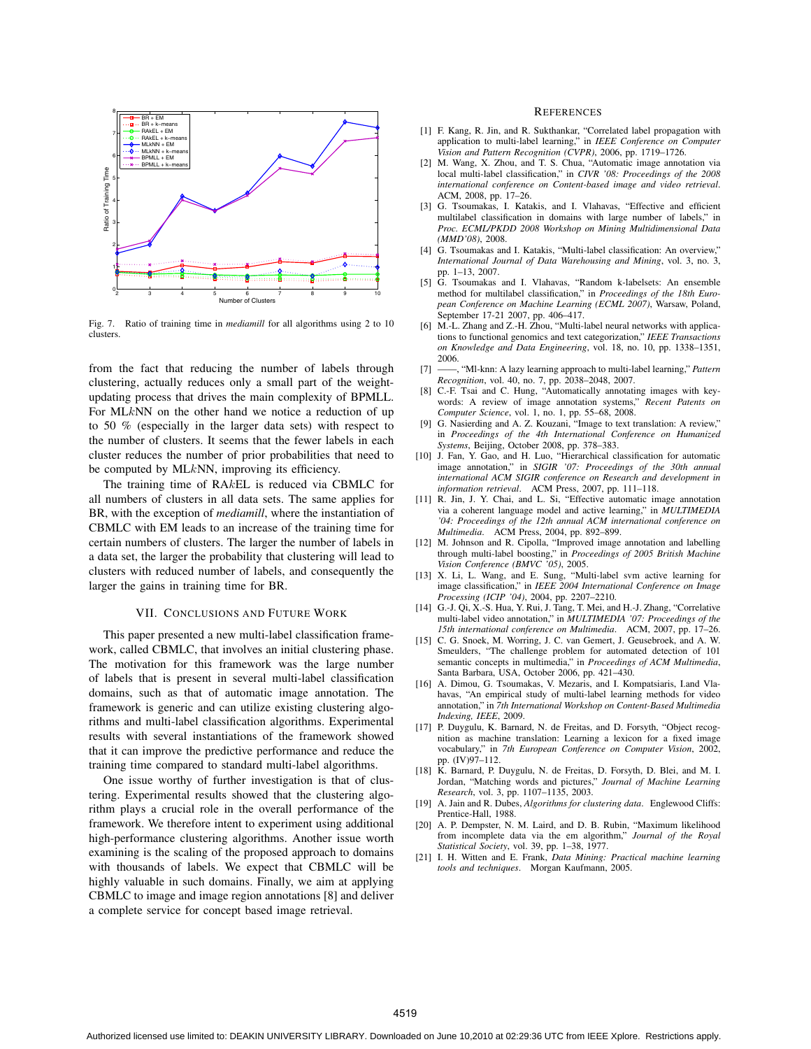8
7
6
5
4
3
2
1
0

2 3 4 5 6 7 8 9 10

Ratio of Training Time

Number of Clusters

BR + EM
BR + k-means
RAkEL + EM
RAkEL + k-means
MLkNN + EM
MLkNN + k-means
BPMLL + EM
BPMLL + k-means

Fig. 7. Ratio of training time in *mediamill* for all algorithms using 2 to 10 clusters.

from the fact that reducing the number of labels through clustering, actually reduces only a small part of the weight-updating process that drives the main complexity of BPMLL. For ML*k*NN on the other hand we notice a reduction of up to 50 % (especially in the larger data sets) with respect to the number of clusters. It seems that the fewer labels in each cluster reduces the number of prior probabilities that need to be computed by ML*k*NN, improving its efficiency.

The training time of RA*k*EL is reduced via CBMLC for all numbers of clusters in all data sets. The same applies for BR, with the exception of *mediamill*, where the instantiation of CBMLC with EM leads to an increase of the training time for certain numbers of clusters. The larger the number of labels in a data set, the larger the probability that clustering will lead to clusters with reduced number of labels, and consequently the larger the gains in training time for BR.

## VII. Conclusions and Future Work

This paper presented a new multi-label classification framework, called CBMLC, that involves an initial clustering phase. The motivation for this framework was the large number of labels that is present in several multi-label classification domains, such as that of automatic image annotation. The framework is generic and can utilize existing clustering algorithms and multi-label classification algorithms. Experimental results with several instantiations of the framework showed that it can improve the predictive performance and reduce the training time compared to standard multi-label algorithms.

One issue worthy of further investigation is that of clustering. Experimental results showed that the clustering algorithm plays a crucial role in the overall performance of the framework. We therefore intent to experiment using additional high-performance clustering algorithms. Another issue worth examining is the scaling of the proposed approach to domains with thousands of labels. We expect that CBMLC will be highly valuable in such domains. Finally, we aim at applying CBMLC to image and image region annotations [8] and deliver a complete service for concept based image retrieval.

## References

[1] F. Kang, R. Jin, and R. Sukthankar, "Correlated label propagation with application to multi-label learning," in *IEEE Conference on Computer Vision and Pattern Recognition (CVPR)*, 2006, pp. 1719–1726.

[2] M. Wang, X. Zhou, and T. S. Chua, "Automatic image annotation via local multi-label classification," in *CIVR '08: Proceedings of the 2008 international conference on Content-based image and video retrieval*. ACM, 2008, pp. 17–26.

[3] G. Tsoumakas, I. Katakis, and I. Vlahavas, "Effective and efficient multilabel classification in domains with large number of labels," in *Proc. ECML/PKDD 2008 Workshop on Mining Multidimensional Data (MMD'08)*, 2008.

[4] G. Tsoumakas and I. Katakis, "Multi-label classification: An overview," *International Journal of Data Warehousing and Mining*, vol. 3, no. 3, pp. 1–13, 2007.

[5] G. Tsoumakas and I. Vlahavas, "Random k-labelsets: An ensemble method for multilabel classification," in *Proceedings of the 18th European Conference on Machine Learning (ECML 2007)*, Warsaw, Poland, September 17-21 2007, pp. 406–417.

[6] M.-L. Zhang and Z.-H. Zhou, "Multi-label neural networks with applications to functional genomics and text categorization," *IEEE Transactions on Knowledge and Data Engineering*, vol. 18, no. 10, pp. 1338–1351, 2006.

[7] ——, "Ml-knn: A lazy learning approach to multi-label learning," *Pattern Recognition*, vol. 40, no. 7, pp. 2038–2048, 2007.

[8] C.-F. Tsai and C. Hung, "Automatically annotating images with keywords: A review of image annotation systems," *Recent Patents on Computer Science*, vol. 1, no. 1, pp. 55–68, 2008.

[9] G. Nasierding and A. Z. Kouzani, "Image to text translation: A review," in *Proceedings of the 4th International Conference on Humanized Systems*, Beijing, October 2008, pp. 378–383.

[10] J. Fan, Y. Gao, and H. Luo, "Hierarchical classification for automatic image annotation," in *SIGIR '07: Proceedings of the 30th annual international ACM SIGIR conference on Research and development in information retrieval*. ACM Press, 2007, pp. 111–118.

[11] R. Jin, J. Y. Chai, and L. Si, "Effective automatic image annotation via a coherent language model and active learning," in *MULTIMEDIA '04: Proceedings of the 12th annual ACM international conference on Multimedia*. ACM Press, 2004, pp. 892–899.

[12] M. Johnson and R. Cipolla, "Improved image annotation and labelling through multi-label boosting," in *Proceedings of 2005 British Machine Vision Conference (BMVC '05)*, 2005.

[13] X. Li, L. Wang, and E. Sung, "Multi-label svm active learning for image classification," in *IEEE 2004 International Conference on Image Processing (ICIP '04)*, 2004, pp. 2207–2210.

[14] G.-J. Qi, X.-S. Hua, Y. Rui, J. Tang, T. Mei, and H.-J. Zhang, "Correlative multi-label video annotation," in *MULTIMEDIA '07: Proceedings of the 15th international conference on Multimedia*. ACM, 2007, pp. 17–26.

[15] C. G. Snoek, M. Worring, J. C. van Gemert, J. Geusebroek, and A. W. Smeulders, "The challenge problem for automated detection of 101 semantic concepts in multimedia," in *Proceedings of ACM Multimedia*, Santa Barbara, USA, October 2006, pp. 421–430.

[16] A. Dimou, G. Tsoumakas, V. Mezaris, and I. Kompatsiaris, I.and Vlahavas, "An empirical study of multi-label learning methods for video annotation," in *7th International Workshop on Content-Based Multimedia Indexing, IEEE*, 2009.

[17] P. Duygulu, K. Barnard, N. de Freitas, and D. Forsyth, "Object recognition as machine translation: Learning a lexicon for a fixed image vocabulary," in *7th European Conference on Computer Vision*, 2002, pp. (IV)97–112.

[18] K. Barnard, P. Duygulu, N. de Freitas, D. Forsyth, D. Blei, and M. I. Jordan, "Matching words and pictures," *Journal of Machine Learning Research*, vol. 3, pp. 1107–1135, 2003.

[19] A. Jain and R. Dubes, *Algorithms for clustering data*. Englewood Cliffs: Prentice-Hall, 1988.

[20] A. P. Dempster, N. M. Laird, and D. B. Rubin, "Maximum likelihood from incomplete data via the em algorithm," *Journal of the Royal Statistical Society*, vol. 39, pp. 1–38, 1977.

[21] I. H. Witten and E. Frank, *Data Mining: Practical machine learning tools and techniques*. Morgan Kaufmann, 2005.